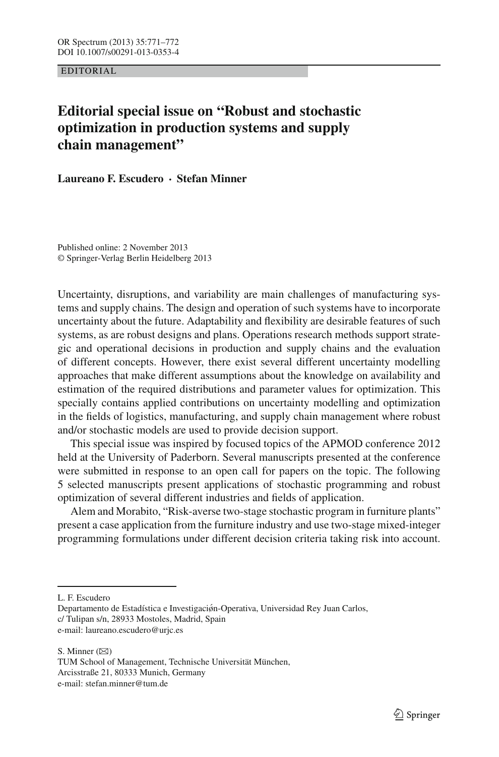EDITORIAL

# Editorial special issue on "Robust and stochastic optimization in production systems and supply chain management"

**Laureano F. Escudero · Stefan Minner**

Published online: 2 November 2013
© Springer-Verlag Berlin Heidelberg 2013

Uncertainty, disruptions, and variability are main challenges of manufacturing systems and supply chains. The design and operation of such systems have to incorporate uncertainty about the future. Adaptability and flexibility are desirable features of such systems, as are robust designs and plans. Operations research methods support strategic and operational decisions in production and supply chains and the evaluation of different concepts. However, there exist several different uncertainty modelling approaches that make different assumptions about the knowledge on availability and estimation of the required distributions and parameter values for optimization. This specially contains applied contributions on uncertainty modelling and optimization in the fields of logistics, manufacturing, and supply chain management where robust and/or stochastic models are used to provide decision support.

This special issue was inspired by focused topics of the APMOD conference 2012 held at the University of Paderborn. Several manuscripts presented at the conference were submitted in response to an open call for papers on the topic. The following 5 selected manuscripts present applications of stochastic programming and robust optimization of several different industries and fields of application.

Alem and Morabito, "Risk-averse two-stage stochastic program in furniture plants" present a case application from the furniture industry and use two-stage mixed-integer programming formulations under different decision criteria taking risk into account.

---

L. F. Escudero
Departamento de Estadística e Investigación-Operativa, Universidad Rey Juan Carlos,
c/ Tulipan s/n, 28933 Mostoles, Madrid, Spain
e-mail: laureano.escudero@urjc.es

S. Minner (✉)
TUM School of Management, Technische Universität München,
Arcisstraße 21, 80333 Munich, Germany
e-mail: stefan.minner@tum.de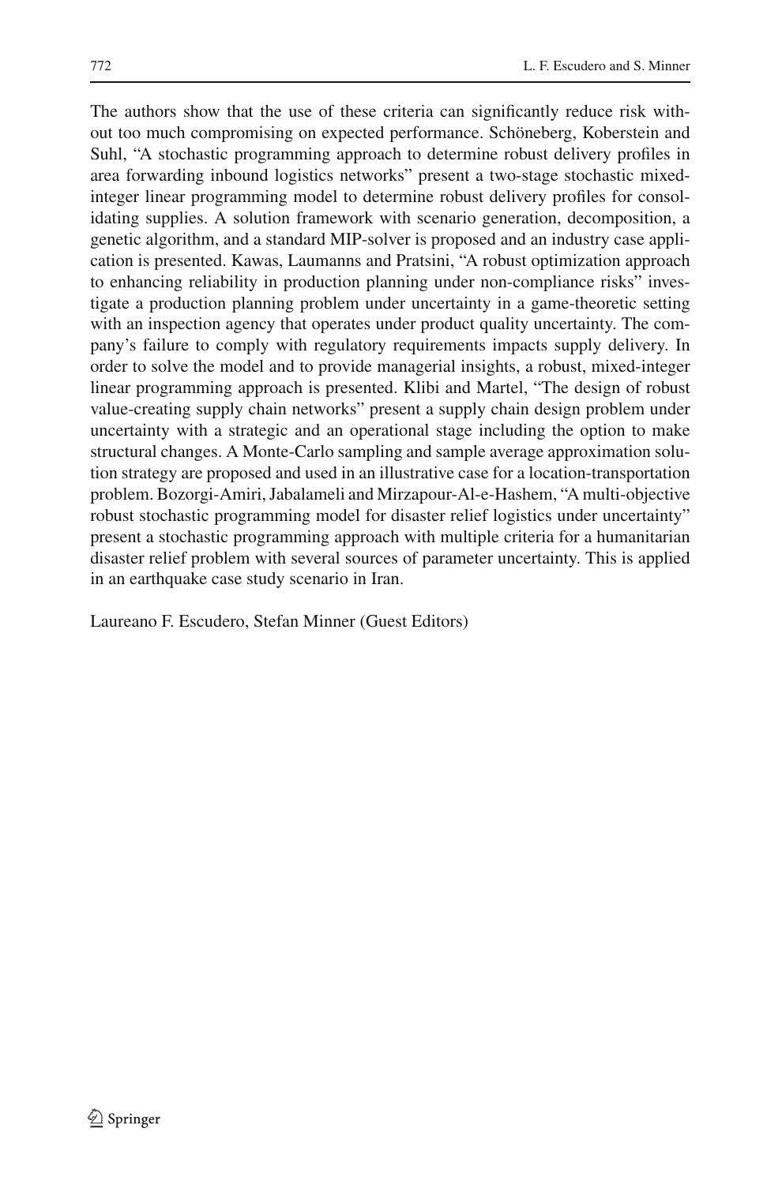The authors show that the use of these criteria can significantly reduce risk without too much compromising on expected performance. Schöneberg, Koberstein and Suhl, "A stochastic programming approach to determine robust delivery profiles in area forwarding inbound logistics networks" present a two-stage stochastic mixed-integer linear programming model to determine robust delivery profiles for consolidating supplies. A solution framework with scenario generation, decomposition, a genetic algorithm, and a standard MIP-solver is proposed and an industry case application is presented. Kawas, Laumanns and Pratsini, "A robust optimization approach to enhancing reliability in production planning under non-compliance risks" investigate a production planning problem under uncertainty in a game-theoretic setting with an inspection agency that operates under product quality uncertainty. The company's failure to comply with regulatory requirements impacts supply delivery. In order to solve the model and to provide managerial insights, a robust, mixed-integer linear programming approach is presented. Klibi and Martel, "The design of robust value-creating supply chain networks" present a supply chain design problem under uncertainty with a strategic and an operational stage including the option to make structural changes. A Monte-Carlo sampling and sample average approximation solution strategy are proposed and used in an illustrative case for a location-transportation problem. Bozorgi-Amiri, Jabalameli and Mirzapour-Al-e-Hashem, "A multi-objective robust stochastic programming model for disaster relief logistics under uncertainty" present a stochastic programming approach with multiple criteria for a humanitarian disaster relief problem with several sources of parameter uncertainty. This is applied in an earthquake case study scenario in Iran.

Laureano F. Escudero, Stefan Minner (Guest Editors)